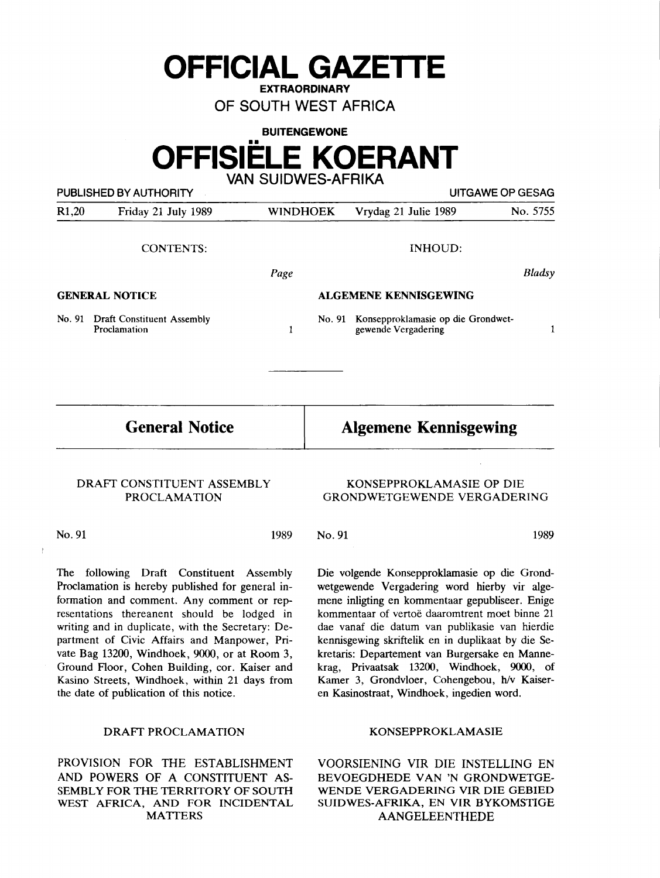# OFFICIAL GAZETTE

**EXTRAORDINARY**

**OF SOUTH WEST AFRICA**

**BUITENGEWONE**

# OFFISIËLE KOERANT

**VAN SUIDWES-AFRIKA**

PUBLISHED BY AUTHORITY — UITGAWE OP GESAG

| R1,20 | Friday 21 July 1989 | WINDHOEK | Vrydag 21 Julie 1989 | No. 5755 |
|---|---|---|---|---|

CONTENTS:

| | Page |
|---|---|
| **GENERAL NOTICE** | |
| No. 91 Draft Constituent Assembly Proclamation | 1 |

INHOUD:

| | Bladsy |
|---|---|
| **ALGEMENE KENNISGEWING** | |
| No. 91 Konsepproklamasie op die Grondwetgewende Vergadering | 1 |

## General Notice

DRAFT CONSTITUENT ASSEMBLY PROCLAMATION

No. 91 — 1989

The following Draft Constituent Assembly Proclamation is hereby published for general information and comment. Any comment or representations thereanent should be lodged in writing and in duplicate, with the Secretary: Department of Civic Affairs and Manpower, Private Bag 13200, Windhoek, 9000, or at Room 3, Ground Floor, Cohen Building, cor. Kaiser and Kasino Streets, Windhoek, within 21 days from the date of publication of this notice.

DRAFT PROCLAMATION

PROVISION FOR THE ESTABLISHMENT AND POWERS OF A CONSTITUENT ASSEMBLY FOR THE TERRITORY OF SOUTH WEST AFRICA, AND FOR INCIDENTAL MATTERS

## Algemene Kennisgewing

KONSEPPROKLAMASIE OP DIE GRONDWETGEWENDE VERGADERING

No. 91 — 1989

Die volgende Konsepproklamasie op die Grondwetgewende Vergadering word hierby vir algemene inligting en kommentaar gepubliseer. Enige kommentaar of vertoë daaromtrent moet binne 21 dae vanaf die datum van publikasie van hierdie kennisgewing skriftelik en in duplikaat by die Sekretaris: Departement van Burgersake en Mannekrag, Privaatsak 13200, Windhoek, 9000, of Kamer 3, Grondvloer, Cohengebou, h/v Kaiser- en Kasinostraat, Windhoek, ingedien word.

KONSEPPROKLAMASIE

VOORSIENING VIR DIE INSTELLING EN BEVOEGDHEDE VAN 'N GRONDWETGEWENDE VERGADERING VIR DIE GEBIED SUIDWES-AFRIKA, EN VIR BYKOMSTIGE AANGELEENTHEDE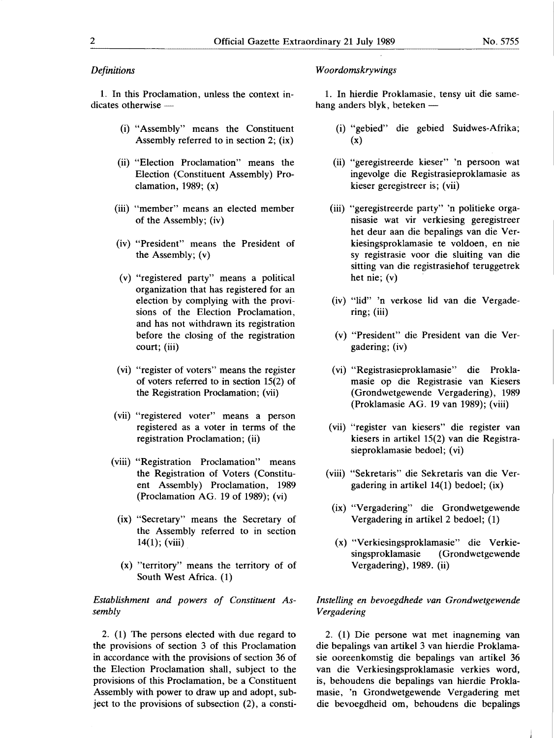*Definitions*

1. In this Proclamation, unless the context indicates otherwise —

(i) "Assembly" means the Constituent Assembly referred to in section 2; (ix)

(ii) "Election Proclamation" means the Election (Constituent Assembly) Proclamation, 1989; (x)

(iii) "member" means an elected member of the Assembly; (iv)

(iv) "President" means the President of the Assembly; (v)

(v) "registered party" means a political organization that has registered for an election by complying with the provisions of the Election Proclamation, and has not withdrawn its registration before the closing of the registration court; (iii)

(vi) "register of voters" means the register of voters referred to in section 15(2) of the Registration Proclamation; (vii)

(vii) "registered voter" means a person registered as a voter in terms of the registration Proclamation; (ii)

(viii) "Registration Proclamation" means the Registration of Voters (Constituent Assembly) Proclamation, 1989 (Proclamation AG. 19 of 1989); (vi)

(ix) "Secretary" means the Secretary of the Assembly referred to in section 14(1); (viii)

(x) "territory" means the territory of of South West Africa. (1)

*Establishment and powers of Constituent Assembly*

2. (1) The persons elected with due regard to the provisions of section 3 of this Proclamation in accordance with the provisions of section 36 of the Election Proclamation shall, subject to the provisions of this Proclamation, be a Constituent Assembly with power to draw up and adopt, subject to the provisions of subsection (2), a consti-

*Woordomskrywings*

1. In hierdie Proklamasie, tensy uit die samehang anders blyk, beteken —

(i) "gebied" die gebied Suidwes-Afrika; (x)

(ii) "geregistreerde kieser" 'n persoon wat ingevolge die Registrasieproklamasie as kieser geregistreer is; (vii)

(iii) "geregistreerde party" 'n politieke organisasie wat vir verkiesing geregistreer het deur aan die bepalings van die Verkiesingsproklamasie te voldoen, en nie sy registrasie voor die sluiting van die sitting van die registrasiehof teruggetrek het nie; (v)

(iv) "lid" 'n verkose lid van die Vergadering; (iii)

(v) "President" die President van die Vergadering; (iv)

(vi) "Registrasieproklamasie" die Proklamasie op die Registrasie van Kiesers (Grondwetgewende Vergadering), 1989 (Proklamasie AG. 19 van 1989); (viii)

(vii) "register van kiesers" die register van kiesers in artikel 15(2) van die Registrasieproklamasie bedoel; (vi)

(viii) "Sekretaris" die Sekretaris van die Vergadering in artikel 14(1) bedoel; (ix)

(ix) "Vergadering" die Grondwetgewende Vergadering in artikel 2 bedoel; (1)

(x) "Verkiesingsproklamasie" die Verkiesingsproklamasie (Grondwetgewende Vergadering), 1989. (ii)

*Instelling en bevoegdhede van Grondwetgewende Vergadering*

2. (1) Die persone wat met inagneming van die bepalings van artikel 3 van hierdie Proklamasie ooreenkomstig die bepalings van artikel 36 van die Verkiesingsproklamasie verkies word, is, behoudens die bepalings van hierdie Proklamasie, 'n Grondwetgewende Vergadering met die bevoegdheid om, behoudens die bepalings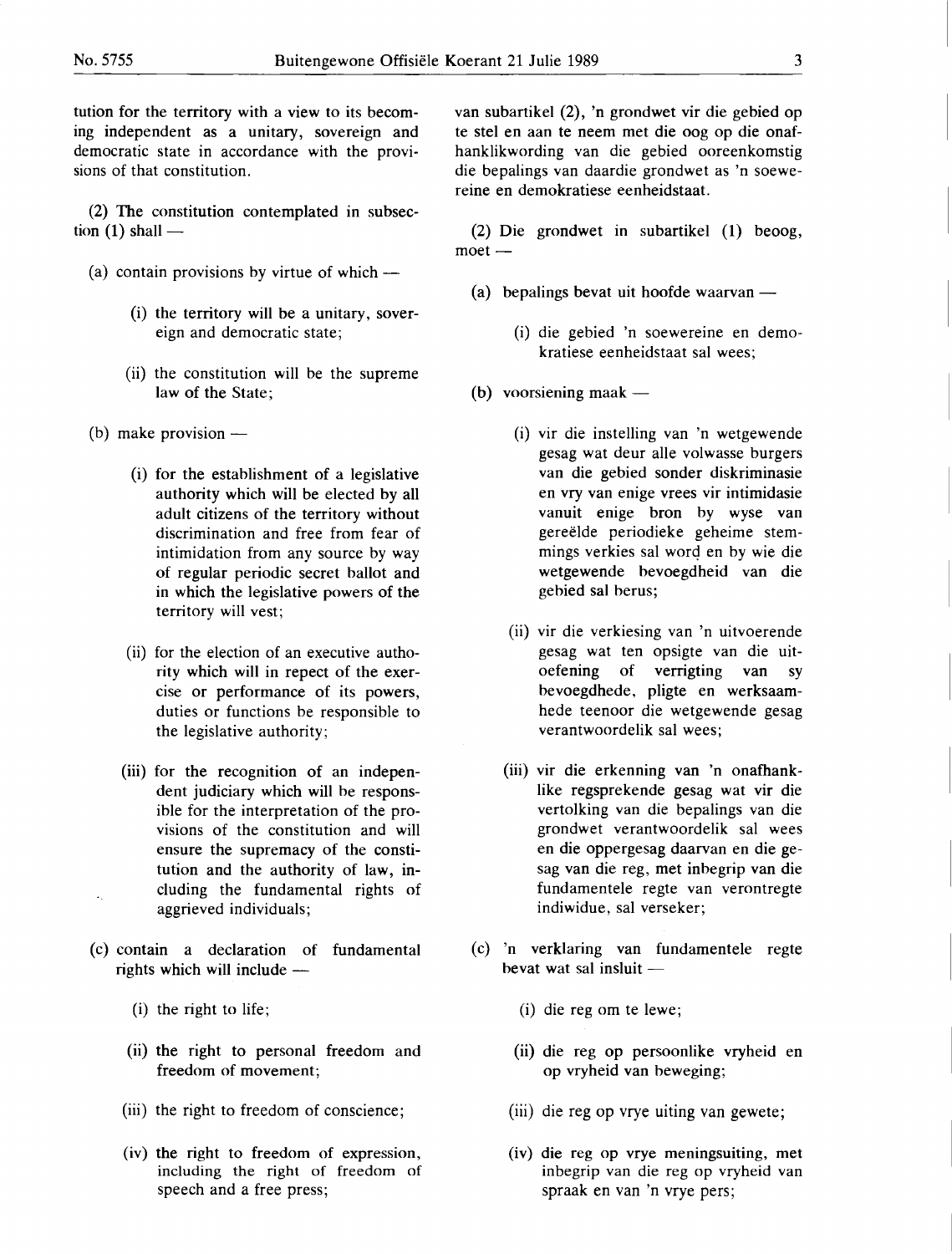tution for the territory with a view to its becoming independent as a unitary, sovereign and democratic state in accordance with the provisions of that constitution.

(2) The constitution contemplated in subsection (1) shall —

(a) contain provisions by virtue of which —

(i) the territory will be a unitary, sovereign and democratic state;

(ii) the constitution will be the supreme law of the State;

(b) make provision —

(i) for the establishment of a legislative authority which will be elected by all adult citizens of the territory without discrimination and free from fear of intimidation from any source by way of regular periodic secret ballot and in which the legislative powers of the territory will vest;

(ii) for the election of an executive authority which will in repect of the exercise or performance of its powers, duties or functions be responsible to the legislative authority;

(iii) for the recognition of an independent judiciary which will be responsible for the interpretation of the provisions of the constitution and will ensure the supremacy of the constitution and the authority of law, including the fundamental rights of aggrieved individuals;

(c) contain a declaration of fundamental rights which will include —

(i) the right to life;

(ii) the right to personal freedom and freedom of movement;

(iii) the right to freedom of conscience;

(iv) the right to freedom of expression, including the right of freedom of speech and a free press;

van subartikel (2), 'n grondwet vir die gebied op te stel en aan te neem met die oog op die onafhanklikwording van die gebied ooreenkomstig die bepalings van daardie grondwet as 'n soewereine en demokratiese eenheidstaat.

(2) Die grondwet in subartikel (1) beoog, moet —

(a) bepalings bevat uit hoofde waarvan —

(i) die gebied 'n soewereine en demokratiese eenheidstaat sal wees;

(b) voorsiening maak —

(i) vir die instelling van 'n wetgewende gesag wat deur alle volwasse burgers van die gebied sonder diskriminasie en vry van enige vrees vir intimidasie vanuit enige bron by wyse van gereëlde periodieke geheime stemmings verkies sal word en by wie die wetgewende bevoegdheid van die gebied sal berus;

(ii) vir die verkiesing van 'n uitvoerende gesag wat ten opsigte van die uitoefening of verrigting van sy bevoegdhede, pligte en werksaamhede teenoor die wetgewende gesag verantwoordelik sal wees;

(iii) vir die erkenning van 'n onafhanklike regsprekende gesag wat vir die vertolking van die bepalings van die grondwet verantwoordelik sal wees en die oppergesag daarvan en die gesag van die reg, met inbegrip van die fundamentele regte van verontregte indiwidue, sal verseker;

(c) 'n verklaring van fundamentele regte bevat wat sal insluit —

(i) die reg om te lewe;

(ii) die reg op persoonlike vryheid en op vryheid van beweging;

(iii) die reg op vrye uiting van gewete;

(iv) die reg op vrye meningsuiting, met inbegrip van die reg op vryheid van spraak en van 'n vrye pers;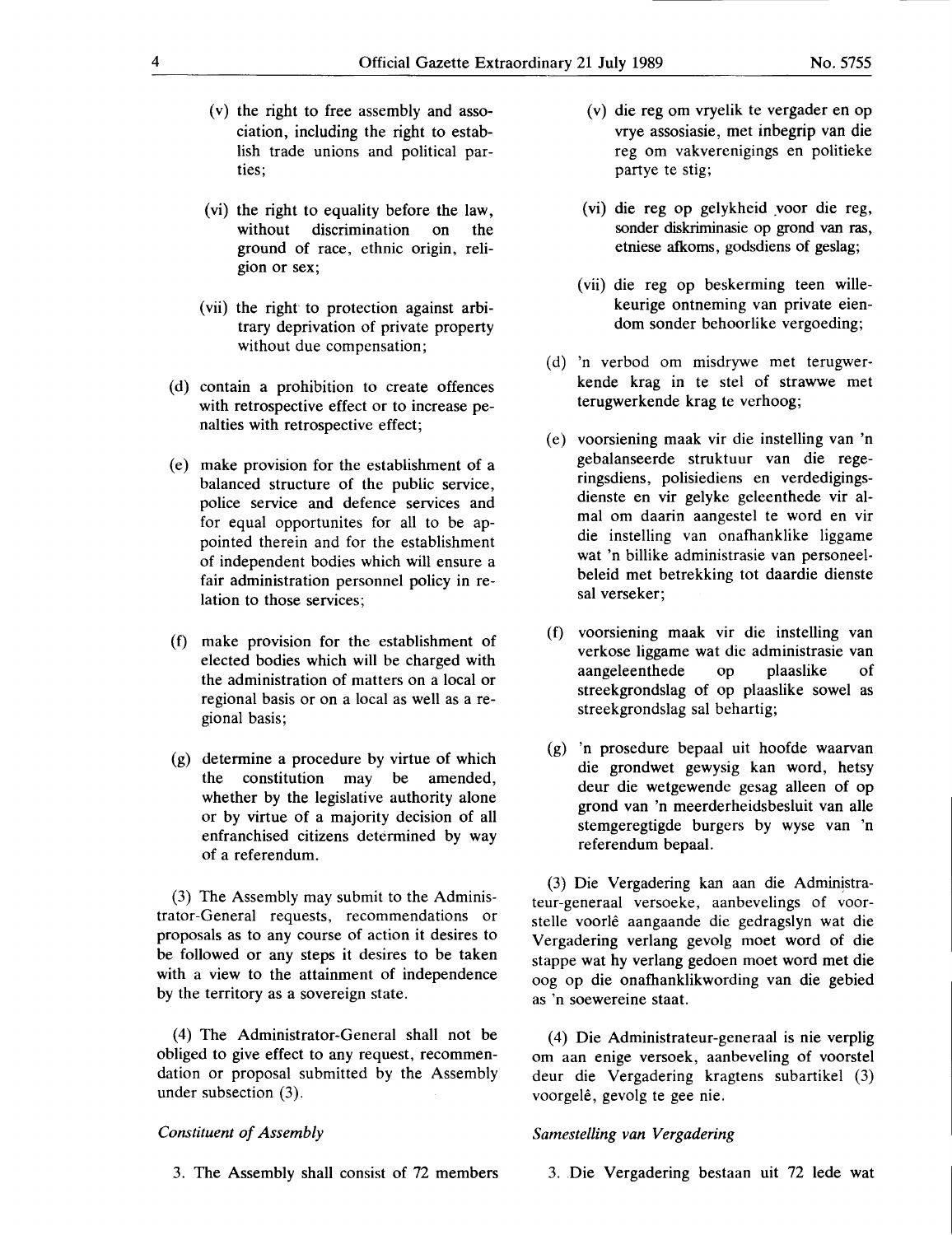(v) the right to free assembly and association, including the right to establish trade unions and political parties;

(vi) the right to equality before the law, without discrimination on the ground of race, ethnic origin, religion or sex;

(vii) the right to protection against arbitrary deprivation of private property without due compensation;

(d) contain a prohibition to create offences with retrospective effect or to increase penalties with retrospective effect;

(e) make provision for the establishment of a balanced structure of the public service, police service and defence services and for equal opportunites for all to be appointed therein and for the establishment of independent bodies which will ensure a fair administration personnel policy in relation to those services;

(f) make provision for the establishment of elected bodies which will be charged with the administration of matters on a local or regional basis or on a local as well as a regional basis;

(g) determine a procedure by virtue of which the constitution may be amended, whether by the legislative authority alone or by virtue of a majority decision of all enfranchised citizens determined by way of a referendum.

(3) The Assembly may submit to the Administrator-General requests, recommendations or proposals as to any course of action it desires to be followed or any steps it desires to be taken with a view to the attainment of independence by the territory as a sovereign state.

(4) The Administrator-General shall not be obliged to give effect to any request, recommendation or proposal submitted by the Assembly under subsection (3).

*Constituent of Assembly*

3. The Assembly shall consist of 72 members

(v) die reg om vryelik te vergader en op vrye assosiasie, met inbegrip van die reg om vakverenigings en politieke partye te stig;

(vi) die reg op gelykheid voor die reg, sonder diskriminasie op grond van ras, etniese afkoms, godsdiens of geslag;

(vii) die reg op beskerming teen willekeurige ontneming van private eiendom sonder behoorlike vergoeding;

(d) 'n verbod om misdrywe met terugwerkende krag in te stel of strawwe met terugwerkende krag te verhoog;

(e) voorsiening maak vir die instelling van 'n gebalanseerde struktuur van die regeringsdiens, polisiediens en verdedigingsdienste en vir gelyke geleenthede vir almal om daarin aangestel te word en vir die instelling van onafhanklike liggame wat 'n billike administrasie van personeelbeleid met betrekking tot daardie dienste sal verseker;

(f) voorsiening maak vir die instelling van verkose liggame wat die administrasie van aangeleenthede op plaaslike of streekgrondslag of op plaaslike sowel as streekgrondslag sal behartig;

(g) 'n prosedure bepaal uit hoofde waarvan die grondwet gewysig kan word, hetsy deur die wetgewende gesag alleen of op grond van 'n meerderheidsbesluit van alle stemgeregtigde burgers by wyse van 'n referendum bepaal.

(3) Die Vergadering kan aan die Administrateur-generaal versoeke, aanbevelings of voorstelle voorlê aangaande die gedragslyn wat die Vergadering verlang gevolg moet word of die stappe wat hy verlang gedoen moet word met die oog op die onafhanklikwording van die gebied as 'n soewereine staat.

(4) Die Administrateur-generaal is nie verplig om aan enige versoek, aanbeveling of voorstel deur die Vergadering kragtens subartikel (3) voorgelê, gevolg te gee nie.

*Samestelling van Vergadering*

3. Die Vergadering bestaan uit 72 lede wat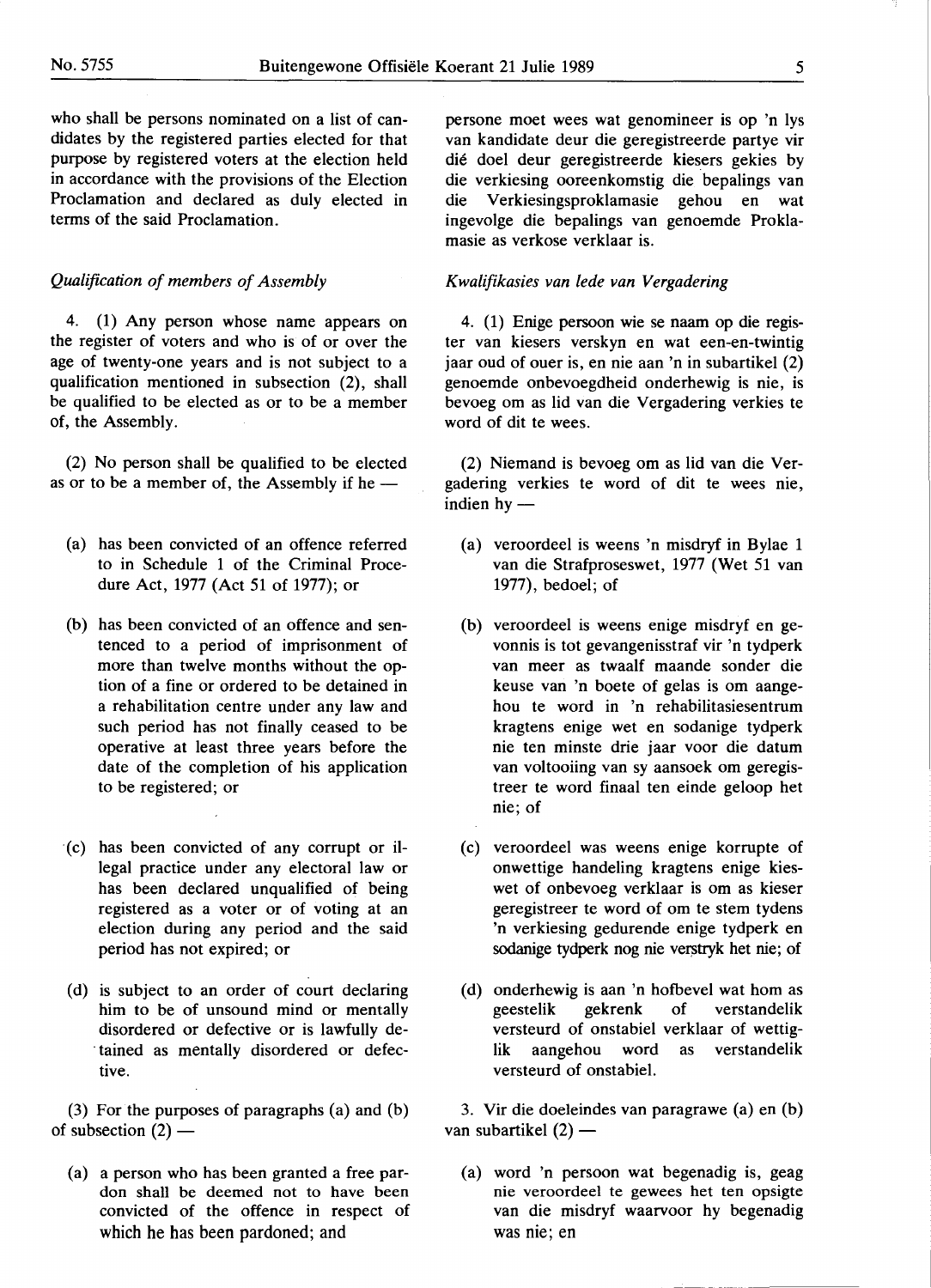who shall be persons nominated on a list of candidates by the registered parties elected for that purpose by registered voters at the election held in accordance with the provisions of the Election Proclamation and declared as duly elected in terms of the said Proclamation.

*Qualification of members of Assembly*

4. (1) Any person whose name appears on the register of voters and who is of or over the age of twenty-one years and is not subject to a qualification mentioned in subsection (2), shall be qualified to be elected as or to be a member of, the Assembly.

(2) No person shall be qualified to be elected as or to be a member of, the Assembly if he —

(a) has been convicted of an offence referred to in Schedule 1 of the Criminal Procedure Act, 1977 (Act 51 of 1977); or

(b) has been convicted of an offence and sentenced to a period of imprisonment of more than twelve months without the option of a fine or ordered to be detained in a rehabilitation centre under any law and such period has not finally ceased to be operative at least three years before the date of the completion of his application to be registered; or

(c) has been convicted of any corrupt or illegal practice under any electoral law or has been declared unqualified of being registered as a voter or of voting at an election during any period and the said period has not expired; or

(d) is subject to an order of court declaring him to be of unsound mind or mentally disordered or defective or is lawfully detained as mentally disordered or defective.

(3) For the purposes of paragraphs (a) and (b) of subsection (2) —

(a) a person who has been granted a free pardon shall be deemed not to have been convicted of the offence in respect of which he has been pardoned; and

persone moet wees wat genomineer is op 'n lys van kandidate deur die geregistreerde partye vir dié doel deur geregistreerde kiesers gekies by die verkiesing ooreenkomstig die bepalings van die Verkiesingsproklamasie gehou en wat ingevolge die bepalings van genoemde Proklamasie as verkose verklaar is.

*Kwalifikasies van lede van Vergadering*

4. (1) Enige persoon wie se naam op die register van kiesers verskyn en wat een-en-twintig jaar oud of ouer is, en nie aan 'n in subartikel (2) genoemde onbevoegdheid onderhewig is nie, is bevoeg om as lid van die Vergadering verkies te word of dit te wees.

(2) Niemand is bevoeg om as lid van die Vergadering verkies te word of dit te wees nie, indien hy —

(a) veroordeel is weens 'n misdryf in Bylae 1 van die Strafproseswet, 1977 (Wet 51 van 1977), bedoel; of

(b) veroordeel is weens enige misdryf en gevonnis is tot gevangenisstraf vir 'n tydperk van meer as twaalf maande sonder die keuse van 'n boete of gelas is om aangehou te word in 'n rehabilitasiesentrum kragtens enige wet en sodanige tydperk nie ten minste drie jaar voor die datum van voltooiing van sy aansoek om geregistreer te word finaal ten einde geloop het nie; of

(c) veroordeel was weens enige korrupte of onwettige handeling kragtens enige kieswet of onbevoeg verklaar is om as kieser geregistreer te word of om te stem tydens 'n verkiesing gedurende enige tydperk en sodanige tydperk nog nie verstryk het nie; of

(d) onderhewig is aan 'n hofbevel wat hom as geestelik gekrenk of verstandelik versteurd of onstabiel verklaar of wettiglik aangehou word as verstandelik versteurd of onstabiel.

3. Vir die doeleindes van paragrawe (a) en (b) van subartikel (2) —

(a) word 'n persoon wat begenadig is, geag nie veroordeel te gewees het ten opsigte van die misdryf waarvoor hy begenadig was nie; en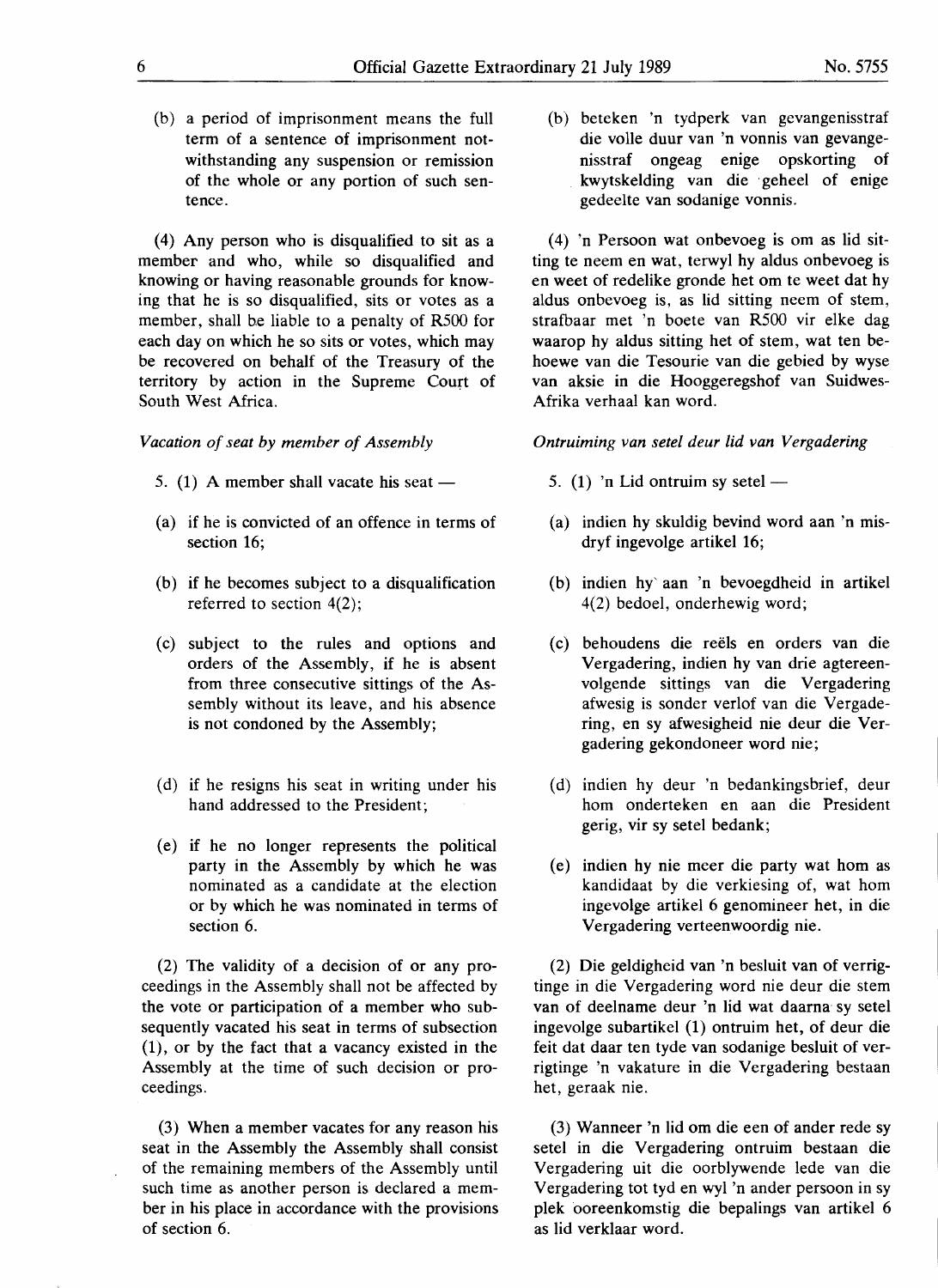(b) a period of imprisonment means the full term of a sentence of imprisonment notwithstanding any suspension or remission of the whole or any portion of such sentence.

(4) Any person who is disqualified to sit as a member and who, while so disqualified and knowing or having reasonable grounds for knowing that he is so disqualified, sits or votes as a member, shall be liable to a penalty of R500 for each day on which he so sits or votes, which may be recovered on behalf of the Treasury of the territory by action in the Supreme Court of South West Africa.

*Vacation of seat by member of Assembly*

5. (1) A member shall vacate his seat —

(a) if he is convicted of an offence in terms of section 16;

(b) if he becomes subject to a disqualification referred to section 4(2);

(c) subject to the rules and options and orders of the Assembly, if he is absent from three consecutive sittings of the Assembly without its leave, and his absence is not condoned by the Assembly;

(d) if he resigns his seat in writing under his hand addressed to the President;

(e) if he no longer represents the political party in the Assembly by which he was nominated as a candidate at the election or by which he was nominated in terms of section 6.

(2) The validity of a decision of or any proceedings in the Assembly shall not be affected by the vote or participation of a member who subsequently vacated his seat in terms of subsection (1), or by the fact that a vacancy existed in the Assembly at the time of such decision or proceedings.

(3) When a member vacates for any reason his seat in the Assembly the Assembly shall consist of the remaining members of the Assembly until such time as another person is declared a member in his place in accordance with the provisions of section 6.

(b) beteken 'n tydperk van gevangenisstraf die volle duur van 'n vonnis van gevangenisstraf ongeag enige opskorting of kwytskelding van die geheel of enige gedeelte van sodanige vonnis.

(4) 'n Persoon wat onbevoeg is om as lid sitting te neem en wat, terwyl hy aldus onbevoeg is en weet of redelike gronde het om te weet dat hy aldus onbevoeg is, as lid sitting neem of stem, strafbaar met 'n boete van R500 vir elke dag waarop hy aldus sitting het of stem, wat ten behoewe van die Tesourie van die gebied by wyse van aksie in die Hooggeregshof van Suidwes-Afrika verhaal kan word.

*Ontruiming van setel deur lid van Vergadering*

5. (1) 'n Lid ontruim sy setel —

(a) indien hy skuldig bevind word aan 'n misdryf ingevolge artikel 16;

(b) indien hy aan 'n bevoegdheid in artikel 4(2) bedoel, onderhewig word;

(c) behoudens die reëls en orders van die Vergadering, indien hy van drie agtereenvolgende sittings van die Vergadering afwesig is sonder verlof van die Vergadering, en sy afwesigheid nie deur die Vergadering gekondoneer word nie;

(d) indien hy deur 'n bedankingsbrief, deur hom onderteken en aan die President gerig, vir sy setel bedank;

(e) indien hy nie meer die party wat hom as kandidaat by die verkiesing of, wat hom ingevolge artikel 6 genomineer het, in die Vergadering verteenwoordig nie.

(2) Die geldigheid van 'n besluit van of verrigtinge in die Vergadering word nie deur die stem van of deelname deur 'n lid wat daarna sy setel ingevolge subartikel (1) ontruim het, of deur die feit dat daar ten tyde van sodanige besluit of verrigtinge 'n vakature in die Vergadering bestaan het, geraak nie.

(3) Wanneer 'n lid om die een of ander rede sy setel in die Vergadering ontruim bestaan die Vergadering uit die oorblywende lede van die Vergadering tot tyd en wyl 'n ander persoon in sy plek ooreenkomstig die bepalings van artikel 6 as lid verklaar word.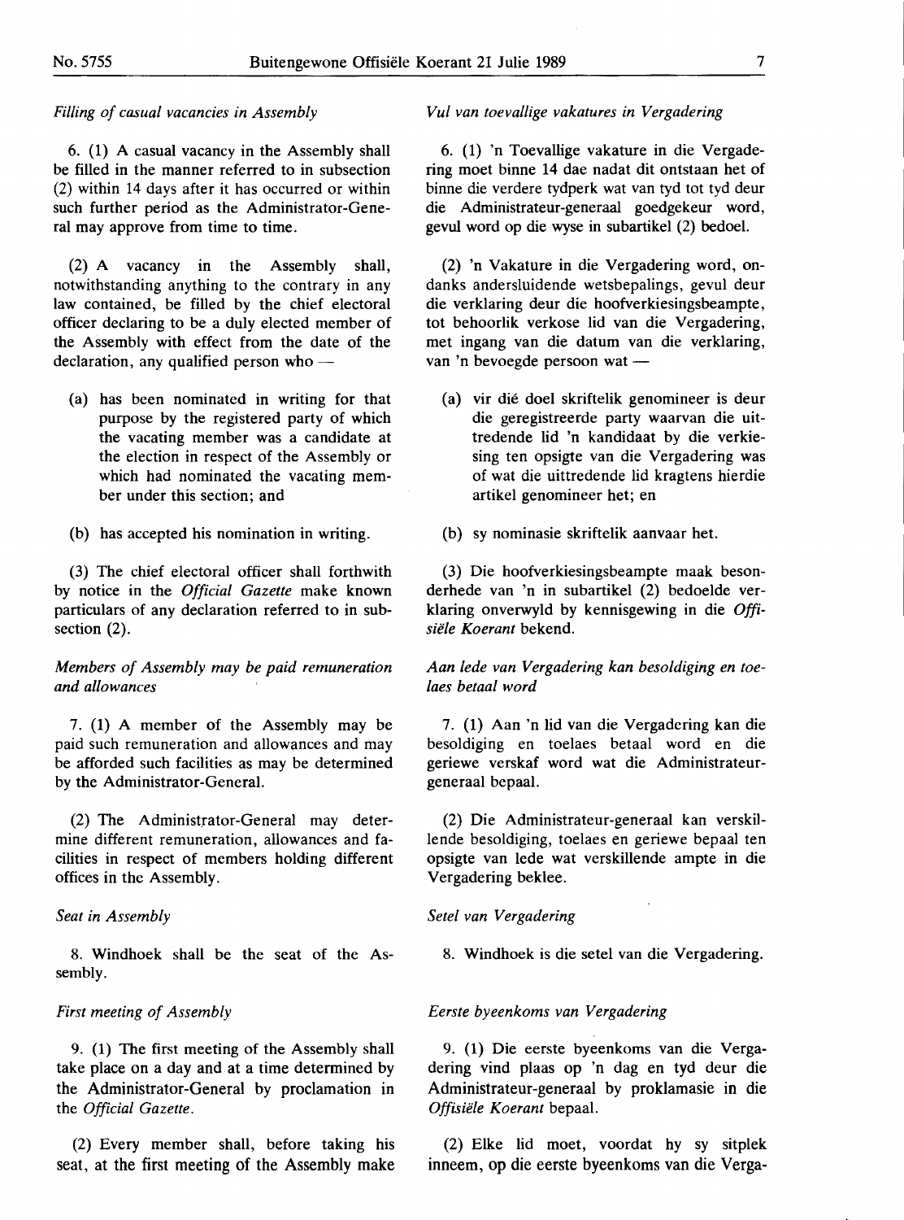*Filling of casual vacancies in Assembly*

6. (1) A casual vacancy in the Assembly shall be filled in the manner referred to in subsection (2) within 14 days after it has occurred or within such further period as the Administrator-General may approve from time to time.

(2) A vacancy in the Assembly shall, notwithstanding anything to the contrary in any law contained, be filled by the chief electoral officer declaring to be a duly elected member of the Assembly with effect from the date of the declaration, any qualified person who —

(a) has been nominated in writing for that purpose by the registered party of which the vacating member was a candidate at the election in respect of the Assembly or which had nominated the vacating member under this section; and

(b) has accepted his nomination in writing.

(3) The chief electoral officer shall forthwith by notice in the *Official Gazette* make known particulars of any declaration referred to in subsection (2).

*Members of Assembly may be paid remuneration and allowances*

7. (1) A member of the Assembly may be paid such remuneration and allowances and may be afforded such facilities as may be determined by the Administrator-General.

(2) The Administrator-General may determine different remuneration, allowances and facilities in respect of members holding different offices in the Assembly.

*Seat in Assembly*

8. Windhoek shall be the seat of the Assembly.

*First meeting of Assembly*

9. (1) The first meeting of the Assembly shall take place on a day and at a time determined by the Administrator-General by proclamation in the *Official Gazette*.

(2) Every member shall, before taking his seat, at the first meeting of the Assembly make

*Vul van toevallige vakatures in Vergadering*

6. (1) 'n Toevallige vakature in die Vergadering moet binne 14 dae nadat dit ontstaan het of binne die verdere tydperk wat van tyd tot tyd deur die Administrateur-generaal goedgekeur word, gevul word op die wyse in subartikel (2) bedoel.

(2) 'n Vakature in die Vergadering word, ondanks andersluidende wetsbepalings, gevul deur die verklaring deur die hoofverkiesingsbeampte, tot behoorlik verkose lid van die Vergadering, met ingang van die datum van die verklaring, van 'n bevoegde persoon wat —

(a) vir dié doel skriftelik genomineer is deur die geregistreerde party waarvan die uittredende lid 'n kandidaat by die verkiesing ten opsigte van die Vergadering was of wat die uittredende lid kragtens hierdie artikel genomineer het; en

(b) sy nominasie skriftelik aanvaar het.

(3) Die hoofverkiesingsbeampte maak besonderhede van 'n in subartikel (2) bedoelde verklaring onverwyld by kennisgewing in die *Offisiële Koerant* bekend.

*Aan lede van Vergadering kan besoldiging en toelaes betaal word*

7. (1) Aan 'n lid van die Vergadering kan die besoldiging en toelaes betaal word en die geriewe verskaf word wat die Administrateur-generaal bepaal.

(2) Die Administrateur-generaal kan verskillende besoldiging, toelaes en geriewe bepaal ten opsigte van lede wat verskillende ampte in die Vergadering beklee.

*Setel van Vergadering*

8. Windhoek is die setel van die Vergadering.

*Eerste byeenkoms van Vergadering*

9. (1) Die eerste byeenkoms van die Vergadering vind plaas op 'n dag en tyd deur die Administrateur-generaal by proklamasie in die *Offisiële Koerant* bepaal.

(2) Elke lid moet, voordat hy sy sitplek inneem, op die eerste byeenkoms van die Verga-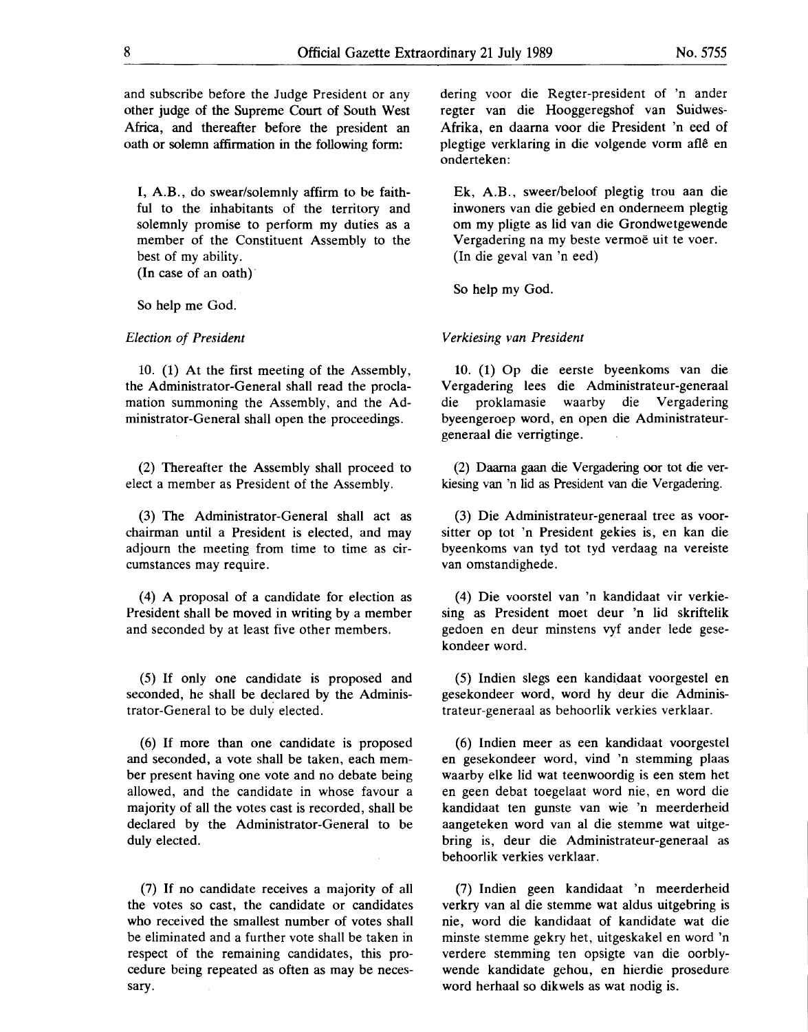and subscribe before the Judge President or any other judge of the Supreme Court of South West Africa, and thereafter before the president an oath or solemn affirmation in the following form:

I, A.B., do swear/solemnly affirm to be faithful to the inhabitants of the territory and solemnly promise to perform my duties as a member of the Constituent Assembly to the best of my ability.
(In case of an oath)

So help me God.

*Election of President*

10. (1) At the first meeting of the Assembly, the Administrator-General shall read the proclamation summoning the Assembly, and the Administrator-General shall open the proceedings.

(2) Thereafter the Assembly shall proceed to elect a member as President of the Assembly.

(3) The Administrator-General shall act as chairman until a President is elected, and may adjourn the meeting from time to time as circumstances may require.

(4) A proposal of a candidate for election as President shall be moved in writing by a member and seconded by at least five other members.

(5) If only one candidate is proposed and seconded, he shall be declared by the Administrator-General to be duly elected.

(6) If more than one candidate is proposed and seconded, a vote shall be taken, each member present having one vote and no debate being allowed, and the candidate in whose favour a majority of all the votes cast is recorded, shall be declared by the Administrator-General to be duly elected.

(7) If no candidate receives a majority of all the votes so cast, the candidate or candidates who received the smallest number of votes shall be eliminated and a further vote shall be taken in respect of the remaining candidates, this procedure being repeated as often as may be necessary.

dering voor die Regter-president of 'n ander regter van die Hooggeregshof van Suidwes-Afrika, en daarna voor die President 'n eed of plegtige verklaring in die volgende vorm aflê en onderteken:

Ek, A.B., sweer/beloof plegtig trou aan die inwoners van die gebied en onderneem plegtig om my pligte as lid van die Grondwetgewende Vergadering na my beste vermoë uit te voer.
(In die geval van 'n eed)

So help my God.

*Verkiesing van President*

10. (1) Op die eerste byeenkoms van die Vergadering lees die Administrateur-generaal die proklamasie waarby die Vergadering byeengeroep word, en open die Administrateur-generaal die verrigtinge.

(2) Daarna gaan die Vergadering oor tot die verkiesing van 'n lid as President van die Vergadering.

(3) Die Administrateur-generaal tree as voorsitter op tot 'n President gekies is, en kan die byeenkoms van tyd tot tyd verdaag na vereiste van omstandighede.

(4) Die voorstel van 'n kandidaat vir verkiesing as President moet deur 'n lid skriftelik gedoen en deur minstens vyf ander lede gesekondeer word.

(5) Indien slegs een kandidaat voorgestel en gesekondeer word, word hy deur die Administrateur-generaal as behoorlik verkies verklaar.

(6) Indien meer as een kandidaat voorgestel en gesekondeer word, vind 'n stemming plaas waarby elke lid wat teenwoordig is een stem het en geen debat toegelaat word nie, en word die kandidaat ten gunste van wie 'n meerderheid aangeteken word van al die stemme wat uitgebring is, deur die Administrateur-generaal as behoorlik verkies verklaar.

(7) Indien geen kandidaat 'n meerderheid verkry van al die stemme wat aldus uitgebring is nie, word die kandidaat of kandidate wat die minste stemme gekry het, uitgeskakel en word 'n verdere stemming ten opsigte van die oorblywende kandidate gehou, en hierdie prosedure word herhaal so dikwels as wat nodig is.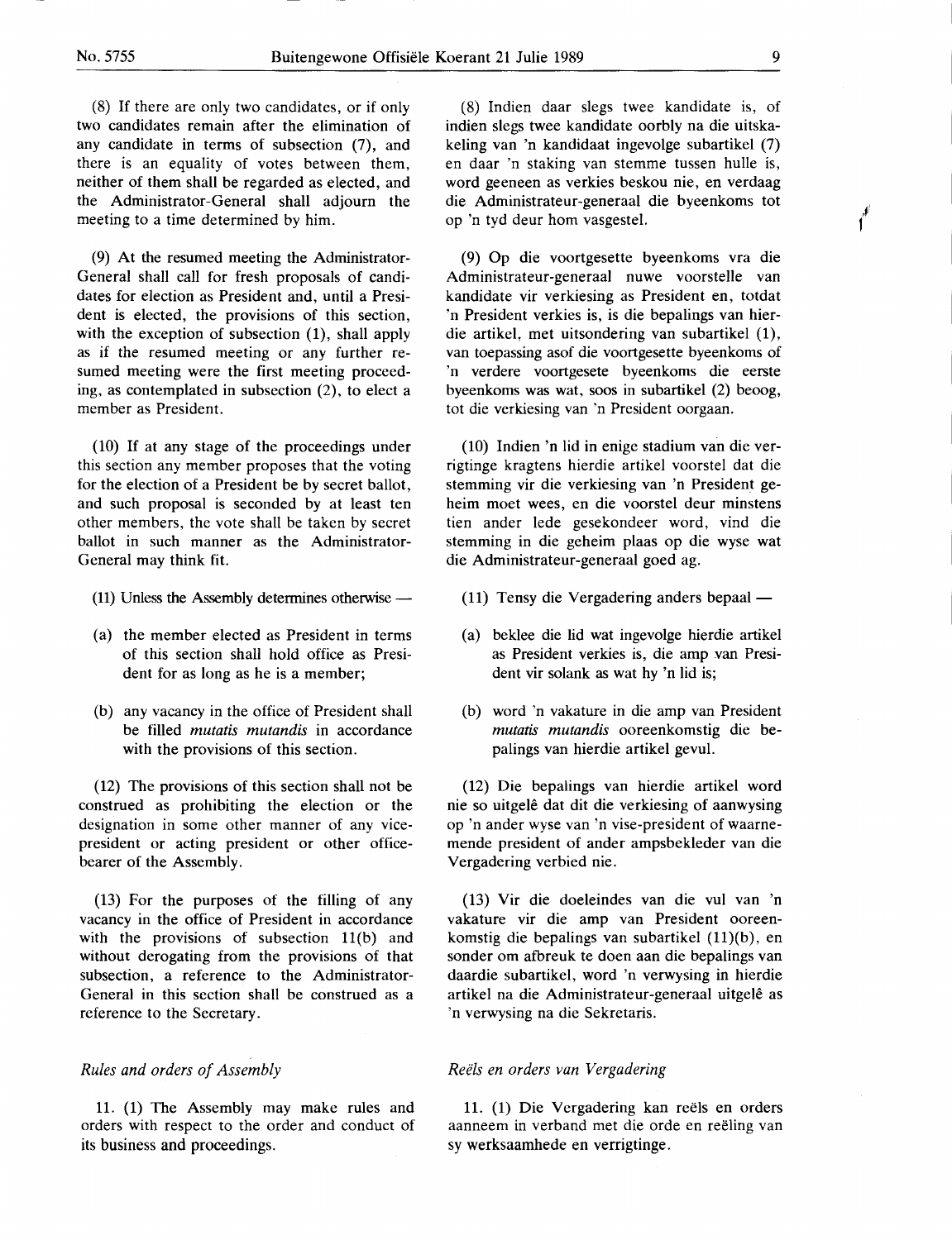(8) If there are only two candidates, or if only two candidates remain after the elimination of any candidate in terms of subsection (7), and there is an equality of votes between them, neither of them shall be regarded as elected, and the Administrator-General shall adjourn the meeting to a time determined by him.

(9) At the resumed meeting the Administrator-General shall call for fresh proposals of candidates for election as President and, until a President is elected, the provisions of this section, with the exception of subsection (1), shall apply as if the resumed meeting or any further resumed meeting were the first meeting proceeding, as contemplated in subsection (2), to elect a member as President.

(10) If at any stage of the proceedings under this section any member proposes that the voting for the election of a President be by secret ballot, and such proposal is seconded by at least ten other members, the vote shall be taken by secret ballot in such manner as the Administrator-General may think fit.

(11) Unless the Assembly determines otherwise —

(a) the member elected as President in terms of this section shall hold office as President for as long as he is a member;

(b) any vacancy in the office of President shall be filled *mutatis mutandis* in accordance with the provisions of this section.

(12) The provisions of this section shall not be construed as prohibiting the election or the designation in some other manner of any vice-president or acting president or other office-bearer of the Assembly.

(13) For the purposes of the filling of any vacancy in the office of President in accordance with the provisions of subsection 11(b) and without derogating from the provisions of that subsection, a reference to the Administrator-General in this section shall be construed as a reference to the Secretary.

*Rules and orders of Assembly*

11. (1) The Assembly may make rules and orders with respect to the order and conduct of its business and proceedings.

(8) Indien daar slegs twee kandidate is, of indien slegs twee kandidate oorbly na die uitskakeling van 'n kandidaat ingevolge subartikel (7) en daar 'n staking van stemme tussen hulle is, word geeneen as verkies beskou nie, en verdaag die Administrateur-generaal die byeenkoms tot op 'n tyd deur hom vasgestel.

(9) Op die voortgesette byeenkoms vra die Administrateur-generaal nuwe voorstelle van kandidate vir verkiesing as President en, totdat 'n President verkies is, is die bepalings van hierdie artikel, met uitsondering van subartikel (1), van toepassing asof die voortgesette byeenkoms of 'n verdere voortgesete byeenkoms die eerste byeenkoms was wat, soos in subartikel (2) beoog, tot die verkiesing van 'n President oorgaan.

(10) Indien 'n lid in enige stadium van die verrigtinge kragtens hierdie artikel voorstel dat die stemming vir die verkiesing van 'n President geheim moet wees, en die voorstel deur minstens tien ander lede gesekondeer word, vind die stemming in die geheim plaas op die wyse wat die Administrateur-generaal goed ag.

(11) Tensy die Vergadering anders bepaal —

(a) beklee die lid wat ingevolge hierdie artikel as President verkies is, die amp van President vir solank as wat hy 'n lid is;

(b) word 'n vakature in die amp van President *mutatis mutandis* ooreenkomstig die bepalings van hierdie artikel gevul.

(12) Die bepalings van hierdie artikel word nie so uitgelê dat dit die verkiesing of aanwysing op 'n ander wyse van 'n vise-president of waarnemende president of ander ampsbekleder van die Vergadering verbied nie.

(13) Vir die doeleindes van die vul van 'n vakature vir die amp van President ooreenkomstig die bepalings van subartikel (11)(b), en sonder om afbreuk te doen aan die bepalings van daardie subartikel, word 'n verwysing in hierdie artikel na die Administrateur-generaal uitgelê as 'n verwysing na die Sekretaris.

*Reëls en orders van Vergadering*

11. (1) Die Vergadering kan reëls en orders aanneem in verband met die orde en reëling van sy werksaamhede en verrigtinge.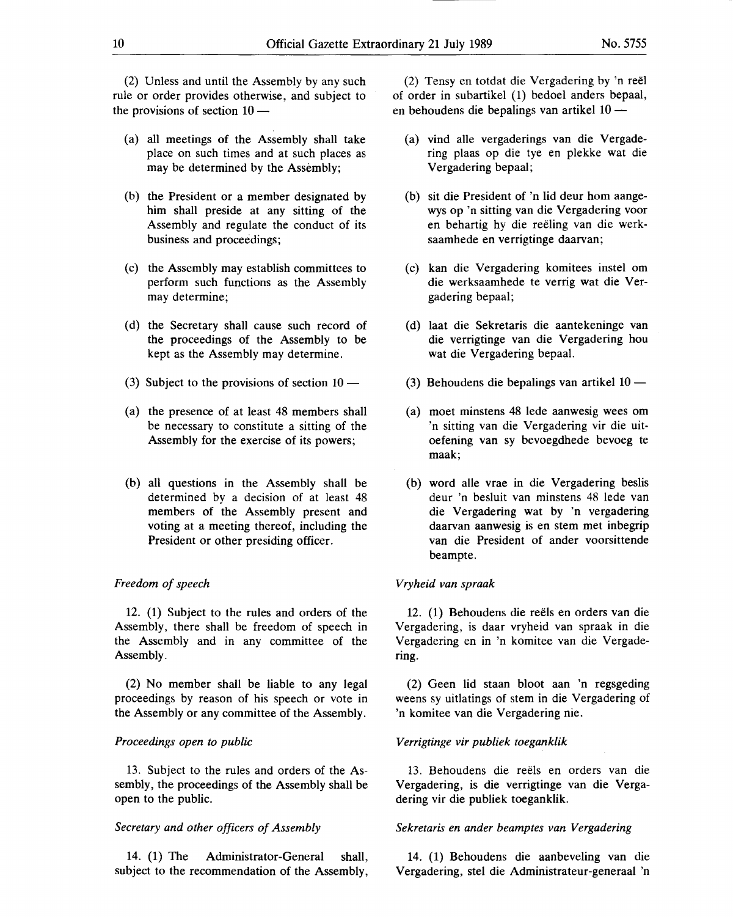(2) Unless and until the Assembly by any such rule or order provides otherwise, and subject to the provisions of section 10 —

(a) all meetings of the Assembly shall take place on such times and at such places as may be determined by the Assembly;

(b) the President or a member designated by him shall preside at any sitting of the Assembly and regulate the conduct of its business and proceedings;

(c) the Assembly may establish committees to perform such functions as the Assembly may determine;

(d) the Secretary shall cause such record of the proceedings of the Assembly to be kept as the Assembly may determine.

(3) Subject to the provisions of section 10 —

(a) the presence of at least 48 members shall be necessary to constitute a sitting of the Assembly for the exercise of its powers;

(b) all questions in the Assembly shall be determined by a decision of at least 48 members of the Assembly present and voting at a meeting thereof, including the President or other presiding officer.

*Freedom of speech*

12. (1) Subject to the rules and orders of the Assembly, there shall be freedom of speech in the Assembly and in any committee of the Assembly.

(2) No member shall be liable to any legal proceedings by reason of his speech or vote in the Assembly or any committee of the Assembly.

*Proceedings open to public*

13. Subject to the rules and orders of the Assembly, the proceedings of the Assembly shall be open to the public.

*Secretary and other officers of Assembly*

14. (1) The Administrator-General shall, subject to the recommendation of the Assembly,

(2) Tensy en totdat die Vergadering by 'n reël of order in subartikel (1) bedoel anders bepaal, en behoudens die bepalings van artikel 10 —

(a) vind alle vergaderings van die Vergadering plaas op die tye en plekke wat die Vergadering bepaal;

(b) sit die President of 'n lid deur hom aangewys op 'n sitting van die Vergadering voor en behartig hy die reëling van die werksaamhede en verrigtinge daarvan;

(c) kan die Vergadering komitees instel om die werksaamhede te verrig wat die Vergadering bepaal;

(d) laat die Sekretaris die aantekeninge van die verrigtinge van die Vergadering hou wat die Vergadering bepaal.

(3) Behoudens die bepalings van artikel 10 —

(a) moet minstens 48 lede aanwesig wees om 'n sitting van die Vergadering vir die uitoefening van sy bevoegdhede bevoeg te maak;

(b) word alle vrae in die Vergadering beslis deur 'n besluit van minstens 48 lede van die Vergadering wat by 'n vergadering daarvan aanwesig is en stem met inbegrip van die President of ander voorsittende beampte.

*Vryheid van spraak*

12. (1) Behoudens die reëls en orders van die Vergadering, is daar vryheid van spraak in die Vergadering en in 'n komitee van die Vergadering.

(2) Geen lid staan bloot aan 'n regsgeding weens sy uitlatings of stem in die Vergadering of 'n komitee van die Vergadering nie.

*Verrigtinge vir publiek toeganklik*

13. Behoudens die reëls en orders van die Vergadering, is die verrigtinge van die Vergadering vir die publiek toeganklik.

*Sekretaris en ander beamptes van Vergadering*

14. (1) Behoudens die aanbeveling van die Vergadering, stel die Administrateur-generaal 'n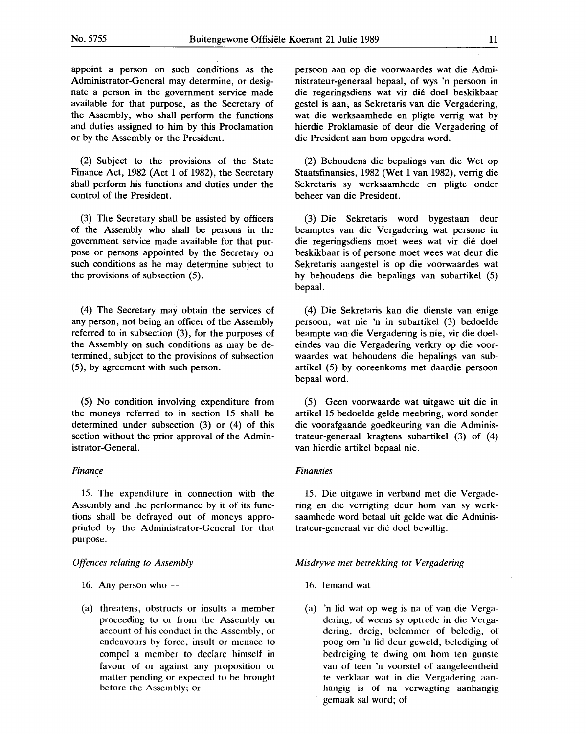appoint a person on such conditions as the Administrator-General may determine, or designate a person in the government service made available for that purpose, as the Secretary of the Assembly, who shall perform the functions and duties assigned to him by this Proclamation or by the Assembly or the President.

(2) Subject to the provisions of the State Finance Act, 1982 (Act 1 of 1982), the Secretary shall perform his functions and duties under the control of the President.

(3) The Secretary shall be assisted by officers of the Assembly who shall be persons in the government service made available for that purpose or persons appointed by the Secretary on such conditions as he may determine subject to the provisions of subsection (5).

(4) The Secretary may obtain the services of any person, not being an officer of the Assembly referred to in subsection (3), for the purposes of the Assembly on such conditions as may be determined, subject to the provisions of subsection (5), by agreement with such person.

(5) No condition involving expenditure from the moneys referred to in section 15 shall be determined under subsection (3) or (4) of this section without the prior approval of the Administrator-General.

*Finance*

15. The expenditure in connection with the Assembly and the performance by it of its functions shall be defrayed out of moneys appropriated by the Administrator-General for that purpose.

*Offences relating to Assembly*

16. Any person who —

(a) threatens, obstructs or insults a member proceeding to or from the Assembly on account of his conduct in the Assembly, or endeavours by force, insult or menace to compel a member to declare himself in favour of or against any proposition or matter pending or expected to be brought before the Assembly; or

persoon aan op die voorwaardes wat die Administrateur-generaal bepaal, of wys 'n persoon in die regeringsdiens wat vir dié doel beskikbaar gestel is aan, as Sekretaris van die Vergadering, wat die werksaamhede en pligte verrig wat by hierdie Proklamasie of deur die Vergadering of die President aan hom opgedra word.

(2) Behoudens die bepalings van die Wet op Staatsfinansies, 1982 (Wet 1 van 1982), verrig die Sekretaris sy werksaamhede en pligte onder beheer van die President.

(3) Die Sekretaris word bygestaan deur beamptes van die Vergadering wat persone in die regeringsdiens moet wees wat vir dié doel beskikbaar is of persone moet wees wat deur die Sekretaris aangestel is op die voorwaardes wat hy behoudens die bepalings van subartikel (5) bepaal.

(4) Die Sekretaris kan die dienste van enige persoon, wat nie 'n in subartikel (3) bedoelde beampte van die Vergadering is nie, vir die doeleindes van die Vergadering verkry op die voorwaardes wat behoudens die bepalings van subartikel (5) by ooreenkoms met daardie persoon bepaal word.

(5) Geen voorwaarde wat uitgawe uit die in artikel 15 bedoelde gelde meebring, word sonder die voorafgaande goedkeuring van die Administrateur-generaal kragtens subartikel (3) of (4) van hierdie artikel bepaal nie.

*Finansies*

15. Die uitgawe in verband met die Vergadering en die verrigting deur hom van sy werksaamhede word betaal uit gelde wat die Administrateur-generaal vir dié doel bewillig.

*Misdrywe met betrekking tot Vergadering*

16. Iemand wat —

(a) 'n lid wat op weg is na of van die Vergadering, of weens sy optrede in die Vergadering, dreig, belemmer of beledig, of poog om 'n lid deur geweld, belediging of bedreiging te dwing om hom ten gunste van of teen 'n voorstel of aangeleentheid te verklaar wat in die Vergadering aanhangig is of na verwagting aanhangig gemaak sal word; of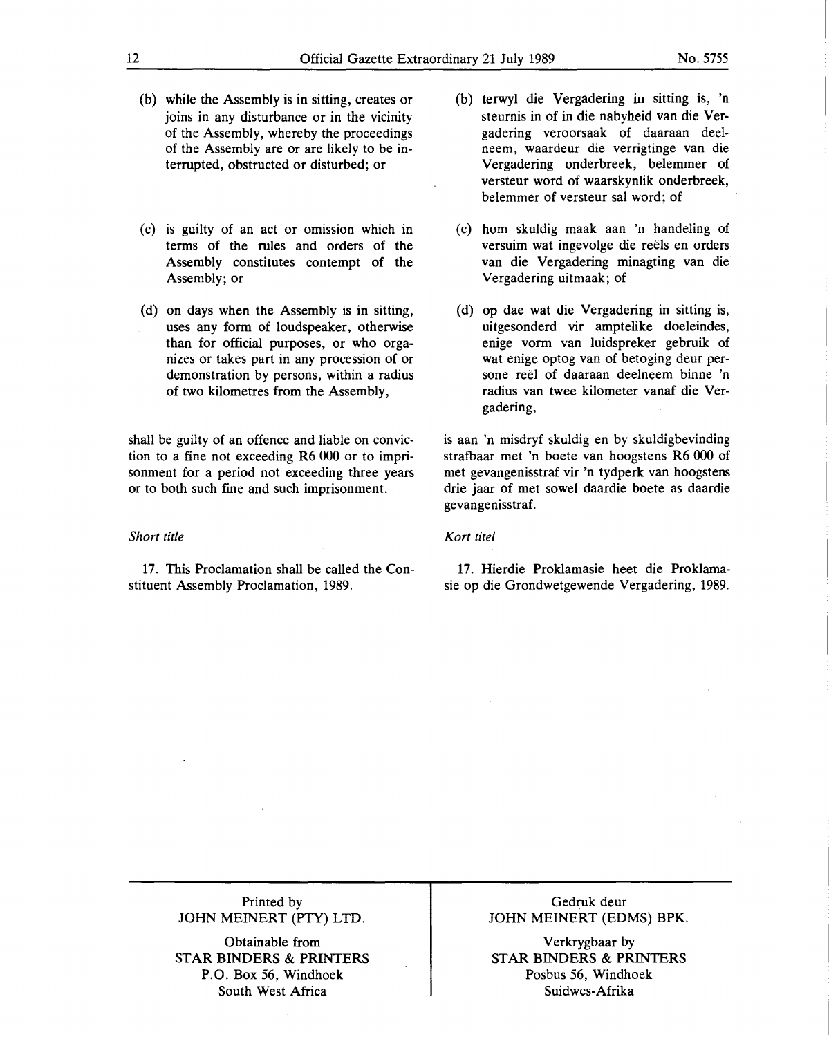(b) while the Assembly is in sitting, creates or joins in any disturbance or in the vicinity of the Assembly, whereby the proceedings of the Assembly are or are likely to be interrupted, obstructed or disturbed; or

(c) is guilty of an act or omission which in terms of the rules and orders of the Assembly constitutes contempt of the Assembly; or

(d) on days when the Assembly is in sitting, uses any form of loudspeaker, otherwise than for official purposes, or who organizes or takes part in any procession of or demonstration by persons, within a radius of two kilometres from the Assembly,

shall be guilty of an offence and liable on conviction to a fine not exceeding R6 000 or to imprisonment for a period not exceeding three years or to both such fine and such imprisonment.

*Short title*

17. This Proclamation shall be called the Constituent Assembly Proclamation, 1989.

(b) terwyl die Vergadering in sitting is, 'n steurnis in of in die nabyheid van die Vergadering veroorsaak of daaraan deelneem, waardeur die verrigtinge van die Vergadering onderbreek, belemmer of versteur word of waarskynlik onderbreek, belemmer of versteur sal word; of

(c) hom skuldig maak aan 'n handeling of versuim wat ingevolge die reëls en orders van die Vergadering minagting van die Vergadering uitmaak; of

(d) op dae wat die Vergadering in sitting is, uitgesonderd vir amptelike doeleindes, enige vorm van luidspreker gebruik of wat enige optog van of betoging deur persone reël of daaraan deelneem binne 'n radius van twee kilometer vanaf die Vergadering,

is aan 'n misdryf skuldig en by skuldigbevinding strafbaar met 'n boete van hoogstens R6 000 of met gevangenisstraf vir 'n tydperk van hoogstens drie jaar of met sowel daardie boete as daardie gevangenisstraf.

*Kort titel*

17. Hierdie Proklamasie heet die Proklamasie op die Grondwetgewende Vergadering, 1989.

Printed by
JOHN MEINERT (PTY) LTD.

Obtainable from
STAR BINDERS & PRINTERS
P.O. Box 56, Windhoek
South West Africa

Gedruk deur
JOHN MEINERT (EDMS) BPK.

Verkrygbaar by
STAR BINDERS & PRINTERS
Posbus 56, Windhoek
Suidwes-Afrika